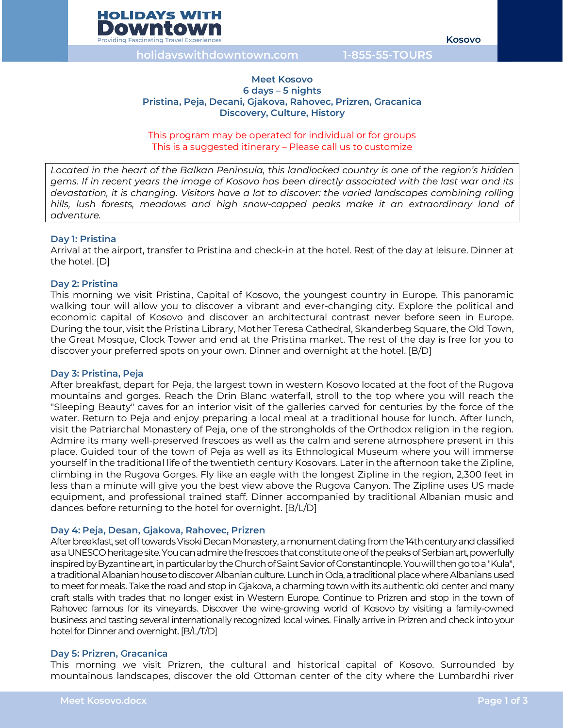# Meet Kosovo
## 6 days – 5 nights
## Pristina, Peja, Decani, Gjakova, Rahovec, Prizren, Gracanica
## Discovery, Culture, History

This program may be operated for individual or for groups
This is a suggested itinerary – Please call us to customize

*Located in the heart of the Balkan Peninsula, this landlocked country is one of the region's hidden gems. If in recent years the image of Kosovo has been directly associated with the last war and its devastation, it is changing. Visitors have a lot to discover: the varied landscapes combining rolling hills, lush forests, meadows and high snow-capped peaks make it an extraordinary land of adventure.*

### Day 1: Pristina

Arrival at the airport, transfer to Pristina and check-in at the hotel. Rest of the day at leisure. Dinner at the hotel. [D]

### Day 2: Pristina

This morning we visit Pristina, Capital of Kosovo, the youngest country in Europe. This panoramic walking tour will allow you to discover a vibrant and ever-changing city. Explore the political and economic capital of Kosovo and discover an architectural contrast never before seen in Europe. During the tour, visit the Pristina Library, Mother Teresa Cathedral, Skanderbeg Square, the Old Town, the Great Mosque, Clock Tower and end at the Pristina market. The rest of the day is free for you to discover your preferred spots on your own. Dinner and overnight at the hotel. [B/D]

### Day 3: Pristina, Peja

After breakfast, depart for Peja, the largest town in western Kosovo located at the foot of the Rugova mountains and gorges. Reach the Drin Blanc waterfall, stroll to the top where you will reach the "Sleeping Beauty" caves for an interior visit of the galleries carved for centuries by the force of the water. Return to Peja and enjoy preparing a local meal at a traditional house for lunch. After lunch, visit the Patriarchal Monastery of Peja, one of the strongholds of the Orthodox religion in the region. Admire its many well-preserved frescoes as well as the calm and serene atmosphere present in this place. Guided tour of the town of Peja as well as its Ethnological Museum where you will immerse yourself in the traditional life of the twentieth century Kosovars. Later in the afternoon take the Zipline, climbing in the Rugova Gorges. Fly like an eagle with the longest Zipline in the region, 2,300 feet in less than a minute will give you the best view above the Rugova Canyon. The Zipline uses US made equipment, and professional trained staff. Dinner accompanied by traditional Albanian music and dances before returning to the hotel for overnight. [B/L/D]

### Day 4: Peja, Desan, Gjakova, Rahovec, Prizren

After breakfast, set off towards Visoki Decan Monastery, a monument dating from the 14th century and classified as a UNESCO heritage site. You can admire the frescoes that constitute one of the peaks of Serbian art, powerfully inspired by Byzantine art, in particular by the Church of Saint Savior of Constantinople. You will then go to a "Kula", a traditional Albanian house to discover Albanian culture. Lunch in Oda, a traditional place where Albanians used to meet for meals. Take the road and stop in Gjakova, a charming town with its authentic old center and many craft stalls with trades that no longer exist in Western Europe. Continue to Prizren and stop in the town of Rahovec famous for its vineyards. Discover the wine-growing world of Kosovo by visiting a family-owned business and tasting several internationally recognized local wines. Finally arrive in Prizren and check into your hotel for Dinner and overnight. [B/L/T/D]

### Day 5: Prizren, Gracanica

This morning we visit Prizren, the cultural and historical capital of Kosovo. Surrounded by mountainous landscapes, discover the old Ottoman center of the city where the Lumbardhi river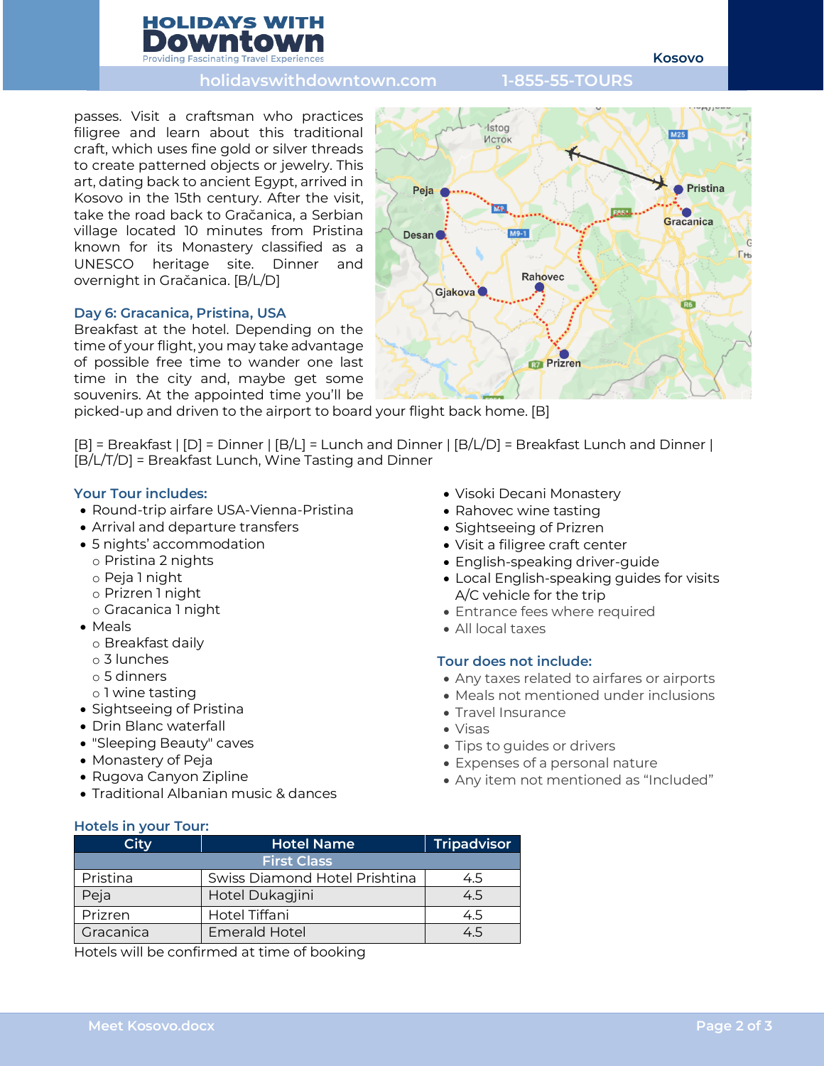passes. Visit a craftsman who practices filigree and learn about this traditional craft, which uses fine gold or silver threads to create patterned objects or jewelry. This art, dating back to ancient Egypt, arrived in Kosovo in the 15th century. After the visit, take the road back to Gračanica, a Serbian village located 10 minutes from Pristina known for its Monastery classified as a UNESCO heritage site. Dinner and overnight in Gračanica. [B/L/D]

### Day 6: Gracanica, Pristina, USA

Breakfast at the hotel. Depending on the time of your flight, you may take advantage of possible free time to wander one last time in the city and, maybe get some souvenirs. At the appointed time you'll be picked-up and driven to the airport to board your flight back home. [B]

[B] = Breakfast | [D] = Dinner | [B/L] = Lunch and Dinner | [B/L/D] = Breakfast Lunch and Dinner | [B/L/T/D] = Breakfast Lunch, Wine Tasting and Dinner

### Your Tour includes:

- Round-trip airfare USA-Vienna-Pristina
- Arrival and departure transfers
- 5 nights' accommodation
  - Pristina 2 nights
  - Peja 1 night
  - Prizren 1 night
  - Gracanica 1 night
- Meals
  - Breakfast daily
  - 3 lunches
  - 5 dinners
  - 1 wine tasting
- Sightseeing of Pristina
- Drin Blanc waterfall
- "Sleeping Beauty" caves
- Monastery of Peja
- Rugova Canyon Zipline
- Traditional Albanian music & dances
- Visoki Decani Monastery
- Rahovec wine tasting
- Sightseeing of Prizren
- Visit a filigree craft center
- English-speaking driver-guide
- Local English-speaking guides for visits A/C vehicle for the trip
- Entrance fees where required
- All local taxes

### Tour does not include:

- Any taxes related to airfares or airports
- Meals not mentioned under inclusions
- Travel Insurance
- Visas
- Tips to guides or drivers
- Expenses of a personal nature
- Any item not mentioned as "Included"

### Hotels in your Tour:

| City | Hotel Name | Tripadvisor |
|---|---|---|
| First Class | | |
| Pristina | Swiss Diamond Hotel Prishtina | 4.5 |
| Peja | Hotel Dukagjini | 4.5 |
| Prizren | Hotel Tiffani | 4.5 |
| Gracanica | Emerald Hotel | 4.5 |

Hotels will be confirmed at time of booking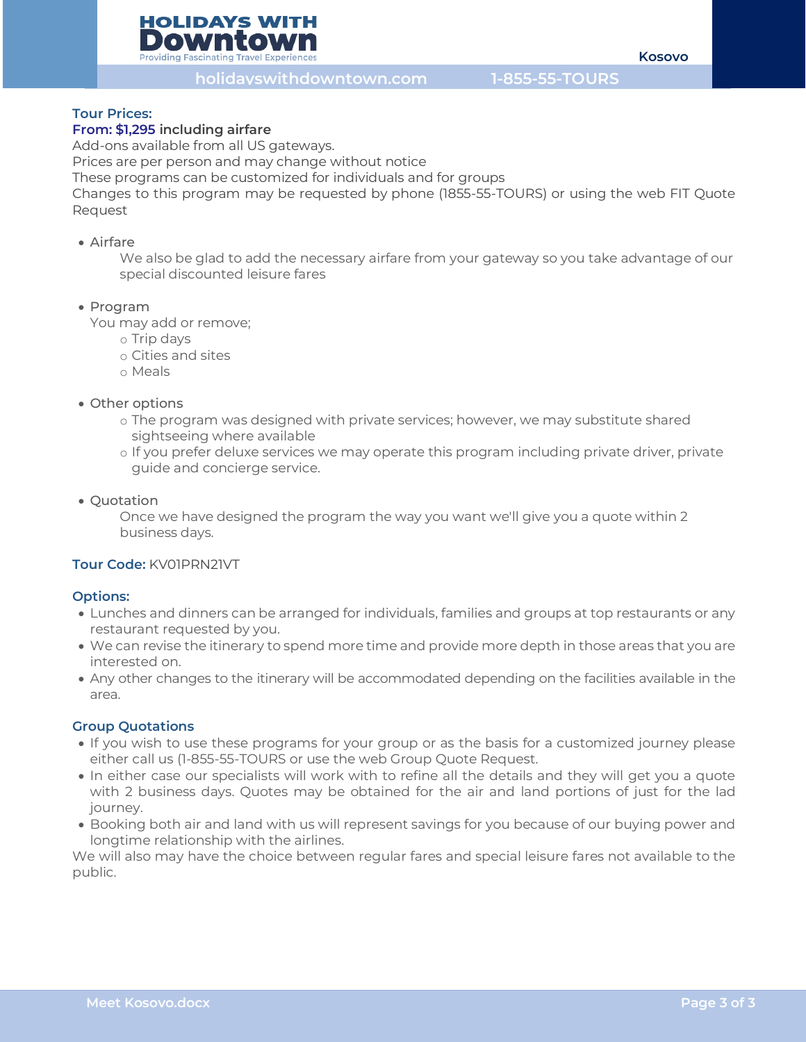**Tour Prices:**

**From: $1,295 including airfare**

Add-ons available from all US gateways.
Prices are per person and may change without notice
These programs can be customized for individuals and for groups
Changes to this program may be requested by phone (1855-55-TOURS) or using the web FIT Quote Request

- Airfare

  We also be glad to add the necessary airfare from your gateway so you take advantage of our special discounted leisure fares

- Program

  You may add or remove;
  - Trip days
  - Cities and sites
  - Meals

- Other options
  - The program was designed with private services; however, we may substitute shared sightseeing where available
  - If you prefer deluxe services we may operate this program including private driver, private guide and concierge service.

- Quotation

  Once we have designed the program the way you want we'll give you a quote within 2 business days.

**Tour Code:** KV01PRN21VT

**Options:**

- Lunches and dinners can be arranged for individuals, families and groups at top restaurants or any restaurant requested by you.
- We can revise the itinerary to spend more time and provide more depth in those areas that you are interested on.
- Any other changes to the itinerary will be accommodated depending on the facilities available in the area.

**Group Quotations**

- If you wish to use these programs for your group or as the basis for a customized journey please either call us (1-855-55-TOURS or use the web Group Quote Request.
- In either case our specialists will work with to refine all the details and they will get you a quote with 2 business days. Quotes may be obtained for the air and land portions of just for the lad journey.
- Booking both air and land with us will represent savings for you because of our buying power and longtime relationship with the airlines.

We will also may have the choice between regular fares and special leisure fares not available to the public.